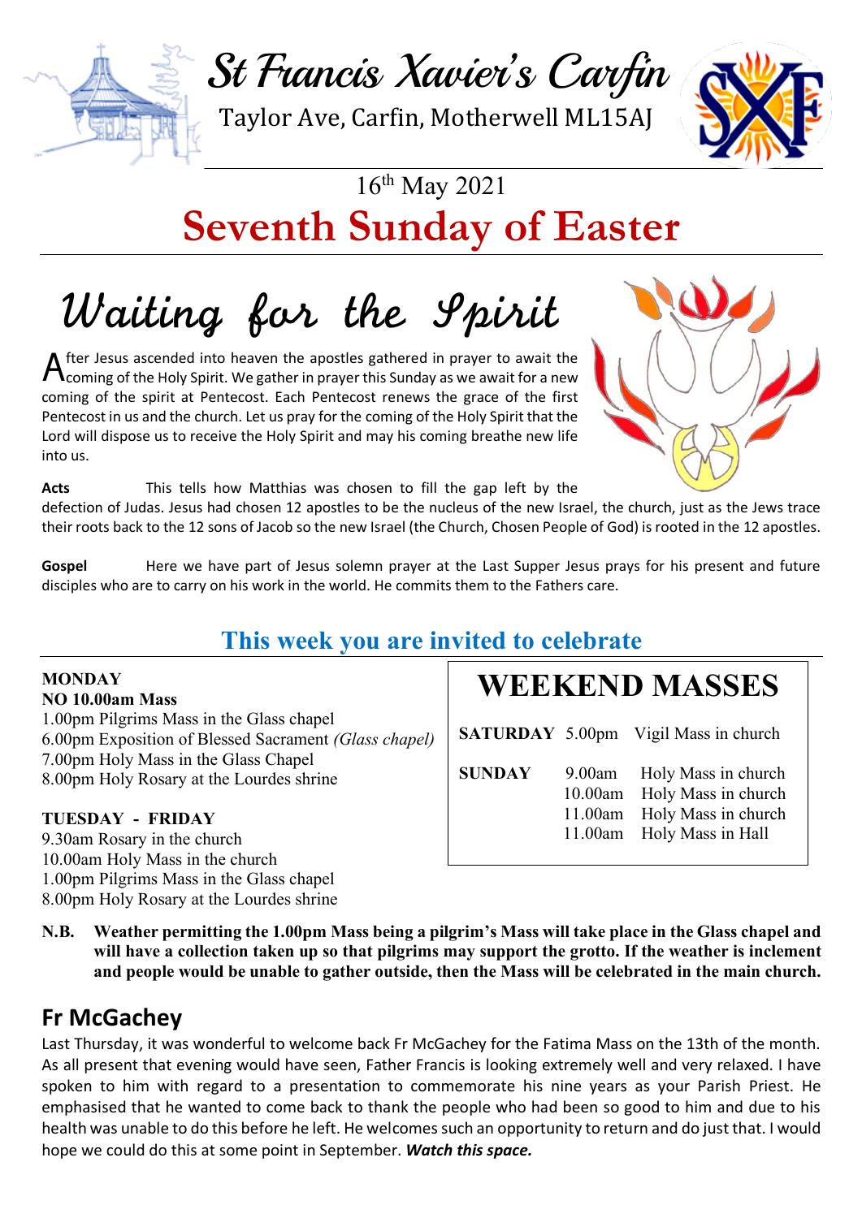# St Francis Xavier's Carfin

Taylor Ave, Carfin, Motherwell ML15AJ

16th May 2021

# Seventh Sunday of Easter

## Waiting for the Spirit

After Jesus ascended into heaven the apostles gathered in prayer to await the coming of the Holy Spirit. We gather in prayer this Sunday as we await for a new coming of the spirit at Pentecost. Each Pentecost renews the grace of the first Pentecost in us and the church. Let us pray for the coming of the Holy Spirit that the Lord will dispose us to receive the Holy Spirit and may his coming breathe new life into us.

**Acts** This tells how Matthias was chosen to fill the gap left by the defection of Judas. Jesus had chosen 12 apostles to be the nucleus of the new Israel, the church, just as the Jews trace their roots back to the 12 sons of Jacob so the new Israel (the Church, Chosen People of God) is rooted in the 12 apostles.

**Gospel** Here we have part of Jesus solemn prayer at the Last Supper Jesus prays for his present and future disciples who are to carry on his work in the world. He commits them to the Fathers care.

## This week you are invited to celebrate

**MONDAY**
**NO 10.00am Mass**
1.00pm Pilgrims Mass in the Glass chapel
6.00pm Exposition of Blessed Sacrament *(Glass chapel)*
7.00pm Holy Mass in the Glass Chapel
8.00pm Holy Rosary at the Lourdes shrine

**TUESDAY - FRIDAY**
9.30am Rosary in the church
10.00am Holy Mass in the church
1.00pm Pilgrims Mass in the Glass chapel
8.00pm Holy Rosary at the Lourdes shrine

### WEEKEND MASSES

| | | |
|---|---|---|
| **SATURDAY** | 5.00pm | Vigil Mass in church |
| **SUNDAY** | 9.00am | Holy Mass in church |
| | 10.00am | Holy Mass in church |
| | 11.00am | Holy Mass in church |
| | 11.00am | Holy Mass in Hall |

**N.B. Weather permitting the 1.00pm Mass being a pilgrim's Mass will take place in the Glass chapel and will have a collection taken up so that pilgrims may support the grotto. If the weather is inclement and people would be unable to gather outside, then the Mass will be celebrated in the main church.**

## Fr McGachey

Last Thursday, it was wonderful to welcome back Fr McGachey for the Fatima Mass on the 13th of the month. As all present that evening would have seen, Father Francis is looking extremely well and very relaxed. I have spoken to him with regard to a presentation to commemorate his nine years as your Parish Priest. He emphasised that he wanted to come back to thank the people who had been so good to him and due to his health was unable to do this before he left. He welcomes such an opportunity to return and do just that. I would hope we could do this at some point in September. ***Watch this space.***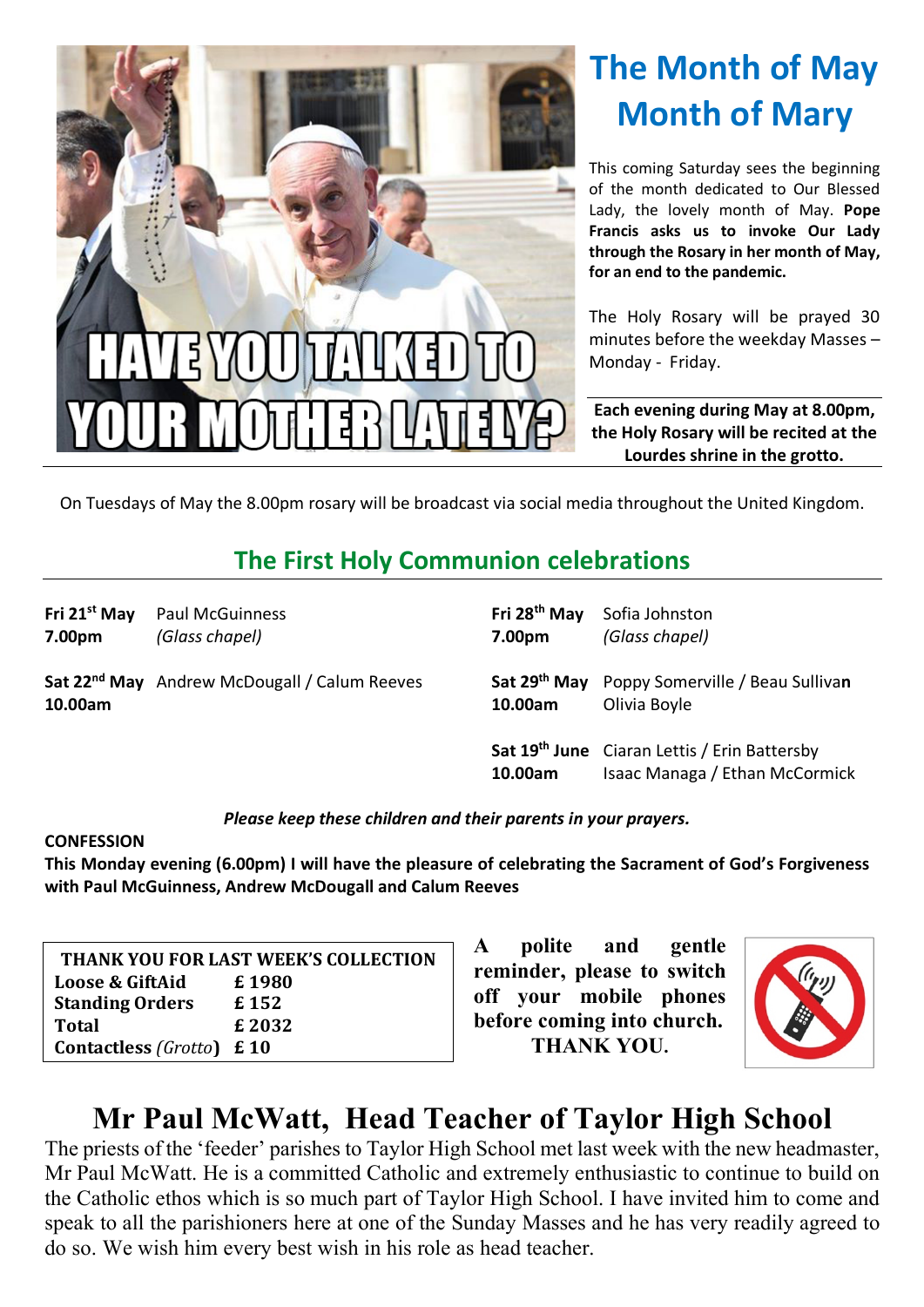# The Month of May Month of Mary

This coming Saturday sees the beginning of the month dedicated to Our Blessed Lady, the lovely month of May. **Pope Francis asks us to invoke Our Lady through the Rosary in her month of May, for an end to the pandemic.**

The Holy Rosary will be prayed 30 minutes before the weekday Masses – Monday - Friday.

**Each evening during May at 8.00pm, the Holy Rosary will be recited at the Lourdes shrine in the grotto.**

On Tuesdays of May the 8.00pm rosary will be broadcast via social media throughout the United Kingdom.

## The First Holy Communion celebrations

| | | | |
|---|---|---|---|
| **Fri 21st May 7.00pm** | Paul McGuinness *(Glass chapel)* | **Fri 28th May 7.00pm** | Sofia Johnston *(Glass chapel)* |
| **Sat 22nd May 10.00am** | Andrew McDougall / Calum Reeves | **Sat 29th May 10.00am** | Poppy Somerville / Beau Sullivan Olivia Boyle |
| | | **Sat 19th June 10.00am** | Ciaran Lettis / Erin Battersby Isaac Managa / Ethan McCormick |

***Please keep these children and their parents in your prayers.***

**CONFESSION**

**This Monday evening (6.00pm) I will have the pleasure of celebrating the Sacrament of God's Forgiveness with Paul McGuinness, Andrew McDougall and Calum Reeves**

| THANK YOU FOR LAST WEEK'S COLLECTION | |
|---|---|
| **Loose & GiftAid** | **£ 1980** |
| **Standing Orders** | **£ 152** |
| **Total** | **£ 2032** |
| **Contactless** *(Grotto)* | **£ 10** |

**A polite and gentle reminder, please to switch off your mobile phones before coming into church. THANK YOU.**

# Mr Paul McWatt, Head Teacher of Taylor High School

The priests of the 'feeder' parishes to Taylor High School met last week with the new headmaster, Mr Paul McWatt. He is a committed Catholic and extremely enthusiastic to continue to build on the Catholic ethos which is so much part of Taylor High School. I have invited him to come and speak to all the parishioners here at one of the Sunday Masses and he has very readily agreed to do so. We wish him every best wish in his role as head teacher.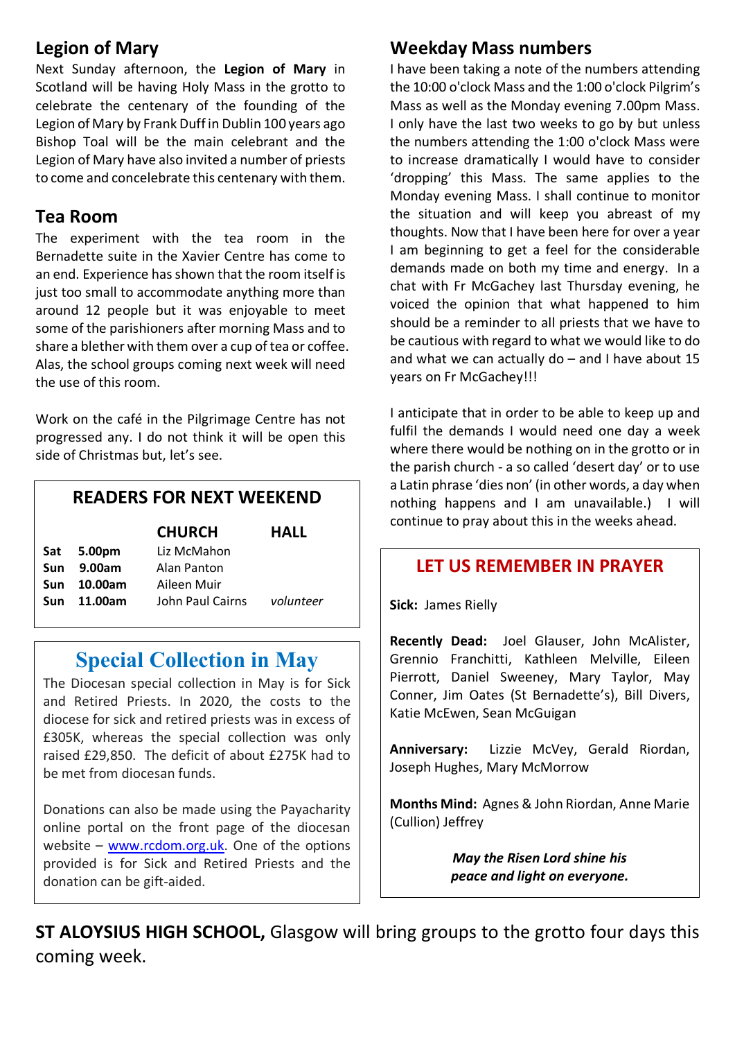## Legion of Mary

Next Sunday afternoon, the **Legion of Mary** in Scotland will be having Holy Mass in the grotto to celebrate the centenary of the founding of the Legion of Mary by Frank Duff in Dublin 100 years ago Bishop Toal will be the main celebrant and the Legion of Mary have also invited a number of priests to come and concelebrate this centenary with them.

## Tea Room

The experiment with the tea room in the Bernadette suite in the Xavier Centre has come to an end. Experience has shown that the room itself is just too small to accommodate anything more than around 12 people but it was enjoyable to meet some of the parishioners after morning Mass and to share a blether with them over a cup of tea or coffee. Alas, the school groups coming next week will need the use of this room.

Work on the café in the Pilgrimage Centre has not progressed any. I do not think it will be open this side of Christmas but, let's see.

### READERS FOR NEXT WEEKEND

| | | CHURCH | HALL |
|---|---|---|---|
| **Sat** | **5.00pm** | Liz McMahon | |
| **Sun** | **9.00am** | Alan Panton | |
| **Sun** | **10.00am** | Aileen Muir | |
| **Sun** | **11.00am** | John Paul Cairns | *volunteer* |

## Special Collection in May

The Diocesan special collection in May is for Sick and Retired Priests. In 2020, the costs to the diocese for sick and retired priests was in excess of £305K, whereas the special collection was only raised £29,850. The deficit of about £275K had to be met from diocesan funds.

Donations can also be made using the Payacharity online portal on the front page of the diocesan website – www.rcdom.org.uk. One of the options provided is for Sick and Retired Priests and the donation can be gift-aided.

## Weekday Mass numbers

I have been taking a note of the numbers attending the 10:00 o'clock Mass and the 1:00 o'clock Pilgrim's Mass as well as the Monday evening 7.00pm Mass. I only have the last two weeks to go by but unless the numbers attending the 1:00 o'clock Mass were to increase dramatically I would have to consider 'dropping' this Mass. The same applies to the Monday evening Mass. I shall continue to monitor the situation and will keep you abreast of my thoughts. Now that I have been here for over a year I am beginning to get a feel for the considerable demands made on both my time and energy. In a chat with Fr McGachey last Thursday evening, he voiced the opinion that what happened to him should be a reminder to all priests that we have to be cautious with regard to what we would like to do and what we can actually do – and I have about 15 years on Fr McGachey!!!

I anticipate that in order to be able to keep up and fulfil the demands I would need one day a week where there would be nothing on in the grotto or in the parish church - a so called 'desert day' or to use a Latin phrase 'dies non' (in other words, a day when nothing happens and I am unavailable.) I will continue to pray about this in the weeks ahead.

### LET US REMEMBER IN PRAYER

**Sick:** James Rielly

**Recently Dead:** Joel Glauser, John McAlister, Grennio Franchitti, Kathleen Melville, Eileen Pierrott, Daniel Sweeney, Mary Taylor, May Conner, Jim Oates (St Bernadette's), Bill Divers, Katie McEwen, Sean McGuigan

**Anniversary:** Lizzie McVey, Gerald Riordan, Joseph Hughes, Mary McMorrow

**Months Mind:** Agnes & John Riordan, Anne Marie (Cullion) Jeffrey

***May the Risen Lord shine his peace and light on everyone.***

**ST ALOYSIUS HIGH SCHOOL,** Glasgow will bring groups to the grotto four days this coming week.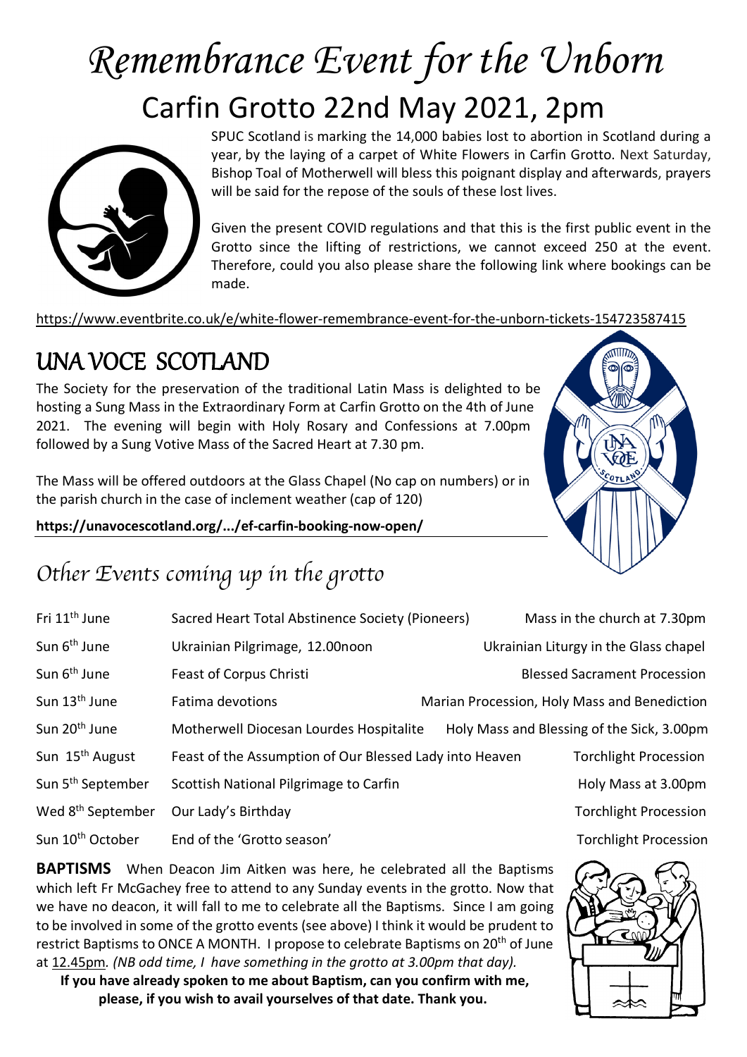# *Remembrance Event for the Unborn*

## Carfin Grotto 22nd May 2021, 2pm

SPUC Scotland is marking the 14,000 babies lost to abortion in Scotland during a year, by the laying of a carpet of White Flowers in Carfin Grotto. Next Saturday, Bishop Toal of Motherwell will bless this poignant display and afterwards, prayers will be said for the repose of the souls of these lost lives.

Given the present COVID regulations and that this is the first public event in the Grotto since the lifting of restrictions, we cannot exceed 250 at the event. Therefore, could you also please share the following link where bookings can be made.

https://www.eventbrite.co.uk/e/white-flower-remembrance-event-for-the-unborn-tickets-154723587415

## UNA VOCE SCOTLAND

The Society for the preservation of the traditional Latin Mass is delighted to be hosting a Sung Mass in the Extraordinary Form at Carfin Grotto on the 4th of June 2021. The evening will begin with Holy Rosary and Confessions at 7.00pm followed by a Sung Votive Mass of the Sacred Heart at 7.30 pm.

The Mass will be offered outdoors at the Glass Chapel (No cap on numbers) or in the parish church in the case of inclement weather (cap of 120)

**https://unavocescotland.org/.../ef-carfin-booking-now-open/**

## *Other Events coming up in the grotto*

| | | |
|---|---|---|
| Fri 11th June | Sacred Heart Total Abstinence Society (Pioneers) | Mass in the church at 7.30pm |
| Sun 6th June | Ukrainian Pilgrimage, 12.00noon | Ukrainian Liturgy in the Glass chapel |
| Sun 6th June | Feast of Corpus Christi | Blessed Sacrament Procession |
| Sun 13th June | Fatima devotions | Marian Procession, Holy Mass and Benediction |
| Sun 20th June | Motherwell Diocesan Lourdes Hospitalite | Holy Mass and Blessing of the Sick, 3.00pm |
| Sun 15th August | Feast of the Assumption of Our Blessed Lady into Heaven | Torchlight Procession |
| Sun 5th September | Scottish National Pilgrimage to Carfin | Holy Mass at 3.00pm |
| Wed 8th September | Our Lady's Birthday | Torchlight Procession |
| Sun 10th October | End of the 'Grotto season' | Torchlight Procession |

**BAPTISMS** When Deacon Jim Aitken was here, he celebrated all the Baptisms which left Fr McGachey free to attend to any Sunday events in the grotto. Now that we have no deacon, it will fall to me to celebrate all the Baptisms. Since I am going to be involved in some of the grotto events (see above) I think it would be prudent to restrict Baptisms to ONCE A MONTH. I propose to celebrate Baptisms on 20th of June at 12.45pm. *(NB odd time, I have something in the grotto at 3.00pm that day).*

**If you have already spoken to me about Baptism, can you confirm with me, please, if you wish to avail yourselves of that date. Thank you.**